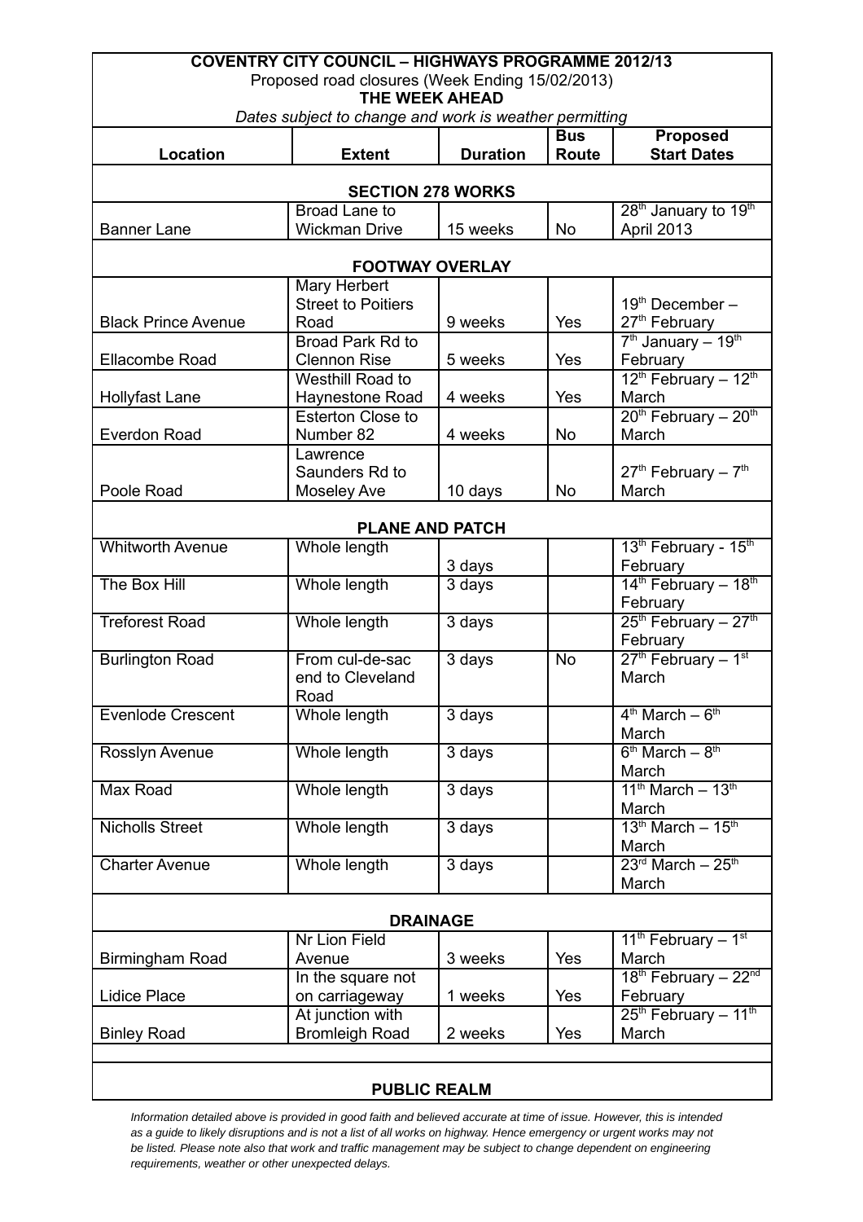**COVENTRY CITY COUNCIL – HIGHWAYS PROGRAMME 2012/13**

Proposed road closures (Week Ending 15/02/2013)

**THE WEEK AHEAD**

*Dates subject to change and work is weather permitting*

| Location | Extent | Duration | Bus Route | Proposed Start Dates |
|---|---|---|---|---|
| **SECTION 278 WORKS** | | | | |
| Banner Lane | Broad Lane to Wickman Drive | 15 weeks | No | 28th January to 19th April 2013 |
| **FOOTWAY OVERLAY** | | | | |
| Black Prince Avenue | Mary Herbert Street to Poitiers Road | 9 weeks | Yes | 19th December – 27th February |
| Ellacombe Road | Broad Park Rd to Clennon Rise | 5 weeks | Yes | 7th January – 19th February |
| Hollyfast Lane | Westhill Road to Haynestone Road | 4 weeks | Yes | 12th February – 12th March |
| Everdon Road | Esterton Close to Number 82 | 4 weeks | No | 20th February – 20th March |
| Poole Road | Lawrence Saunders Rd to Moseley Ave | 10 days | No | 27th February – 7th March |
| **PLANE AND PATCH** | | | | |
| Whitworth Avenue | Whole length | 3 days | | 13th February - 15th February |
| The Box Hill | Whole length | 3 days | | 14th February – 18th February |
| Treforest Road | Whole length | 3 days | | 25th February – 27th February |
| Burlington Road | From cul-de-sac end to Cleveland Road | 3 days | No | 27th February – 1st March |
| Evenlode Crescent | Whole length | 3 days | | 4th March – 6th March |
| Rosslyn Avenue | Whole length | 3 days | | 6th March – 8th March |
| Max Road | Whole length | 3 days | | 11th March – 13th March |
| Nicholls Street | Whole length | 3 days | | 13th March – 15th March |
| Charter Avenue | Whole length | 3 days | | 23rd March – 25th March |
| **DRAINAGE** | | | | |
| Birmingham Road | Nr Lion Field Avenue | 3 weeks | Yes | 11th February – 1st March |
| Lidice Place | In the square not on carriageway | 1 weeks | Yes | 18th February – 22nd February |
| Binley Road | At junction with Bromleigh Road | 2 weeks | Yes | 25th February – 11th March |
| **PUBLIC REALM** | | | | |

*Information detailed above is provided in good faith and believed accurate at time of issue. However, this is intended as a guide to likely disruptions and is not a list of all works on highway. Hence emergency or urgent works may not be listed. Please note also that work and traffic management may be subject to change dependent on engineering requirements, weather or other unexpected delays.*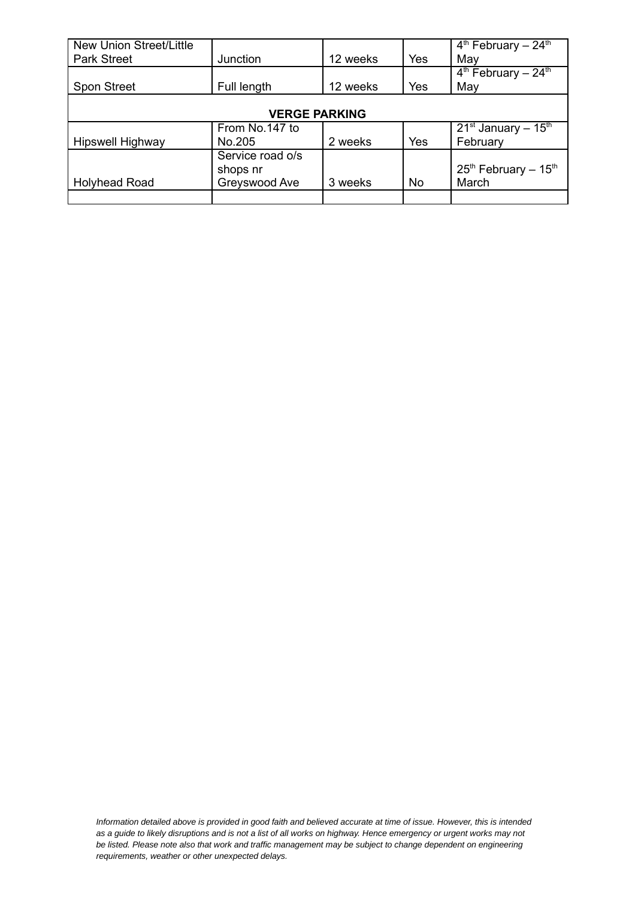| | | | | |
|---|---|---|---|---|
| New Union Street/Little Park Street | Junction | 12 weeks | Yes | 4th February – 24th May |
| Spon Street | Full length | 12 weeks | Yes | 4th February – 24th May |
| **VERGE PARKING** | | | | |
| Hipswell Highway | From No.147 to No.205 | 2 weeks | Yes | 21st January – 15th February |
| Holyhead Road | Service road o/s shops nr Greyswood Ave | 3 weeks | No | 25th February – 15th March |
| | | | | |

*Information detailed above is provided in good faith and believed accurate at time of issue. However, this is intended as a guide to likely disruptions and is not a list of all works on highway. Hence emergency or urgent works may not be listed. Please note also that work and traffic management may be subject to change dependent on engineering requirements, weather or other unexpected delays.*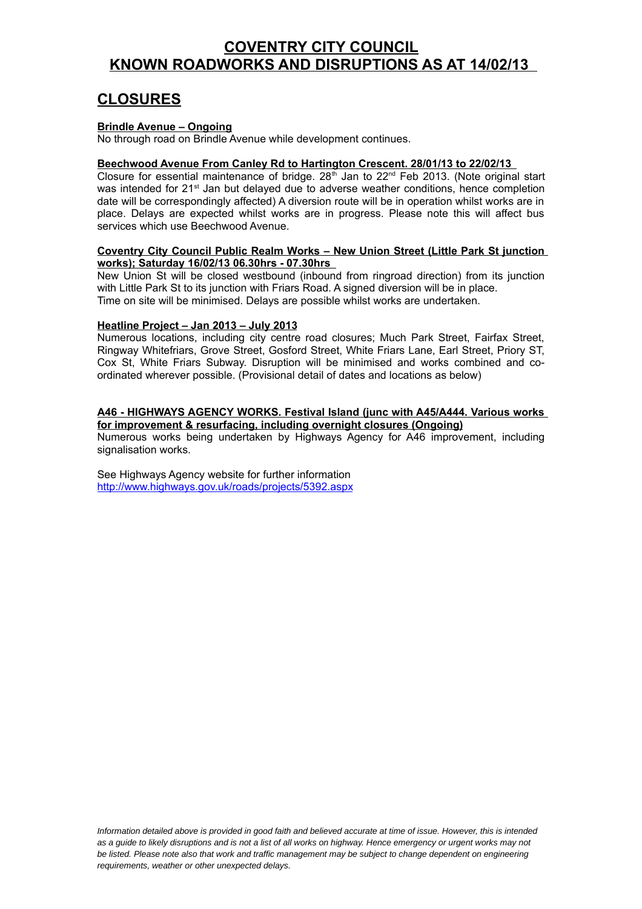# COVENTRY CITY COUNCIL
# KNOWN ROADWORKS AND DISRUPTIONS AS AT 14/02/13

## CLOSURES

**Brindle Avenue – Ongoing**

No through road on Brindle Avenue while development continues.

**Beechwood Avenue From Canley Rd to Hartington Crescent. 28/01/13 to 22/02/13**

Closure for essential maintenance of bridge. 28th Jan to 22nd Feb 2013. (Note original start was intended for 21st Jan but delayed due to adverse weather conditions, hence completion date will be correspondingly affected) A diversion route will be in operation whilst works are in place. Delays are expected whilst works are in progress. Please note this will affect bus services which use Beechwood Avenue.

**Coventry City Council Public Realm Works – New Union Street (Little Park St junction works); Saturday 16/02/13 06.30hrs - 07.30hrs**

New Union St will be closed westbound (inbound from ringroad direction) from its junction with Little Park St to its junction with Friars Road. A signed diversion will be in place.
Time on site will be minimised. Delays are possible whilst works are undertaken.

**Heatline Project – Jan 2013 – July 2013**

Numerous locations, including city centre road closures; Much Park Street, Fairfax Street, Ringway Whitefriars, Grove Street, Gosford Street, White Friars Lane, Earl Street, Priory ST, Cox St, White Friars Subway. Disruption will be minimised and works combined and co-ordinated wherever possible. (Provisional detail of dates and locations as below)

**A46 - HIGHWAYS AGENCY WORKS. Festival Island (junc with A45/A444. Various works for improvement & resurfacing, including overnight closures (Ongoing)**

Numerous works being undertaken by Highways Agency for A46 improvement, including signalisation works.

See Highways Agency website for further information
http://www.highways.gov.uk/roads/projects/5392.aspx

*Information detailed above is provided in good faith and believed accurate at time of issue. However, this is intended as a guide to likely disruptions and is not a list of all works on highway. Hence emergency or urgent works may not be listed. Please note also that work and traffic management may be subject to change dependent on engineering requirements, weather or other unexpected delays.*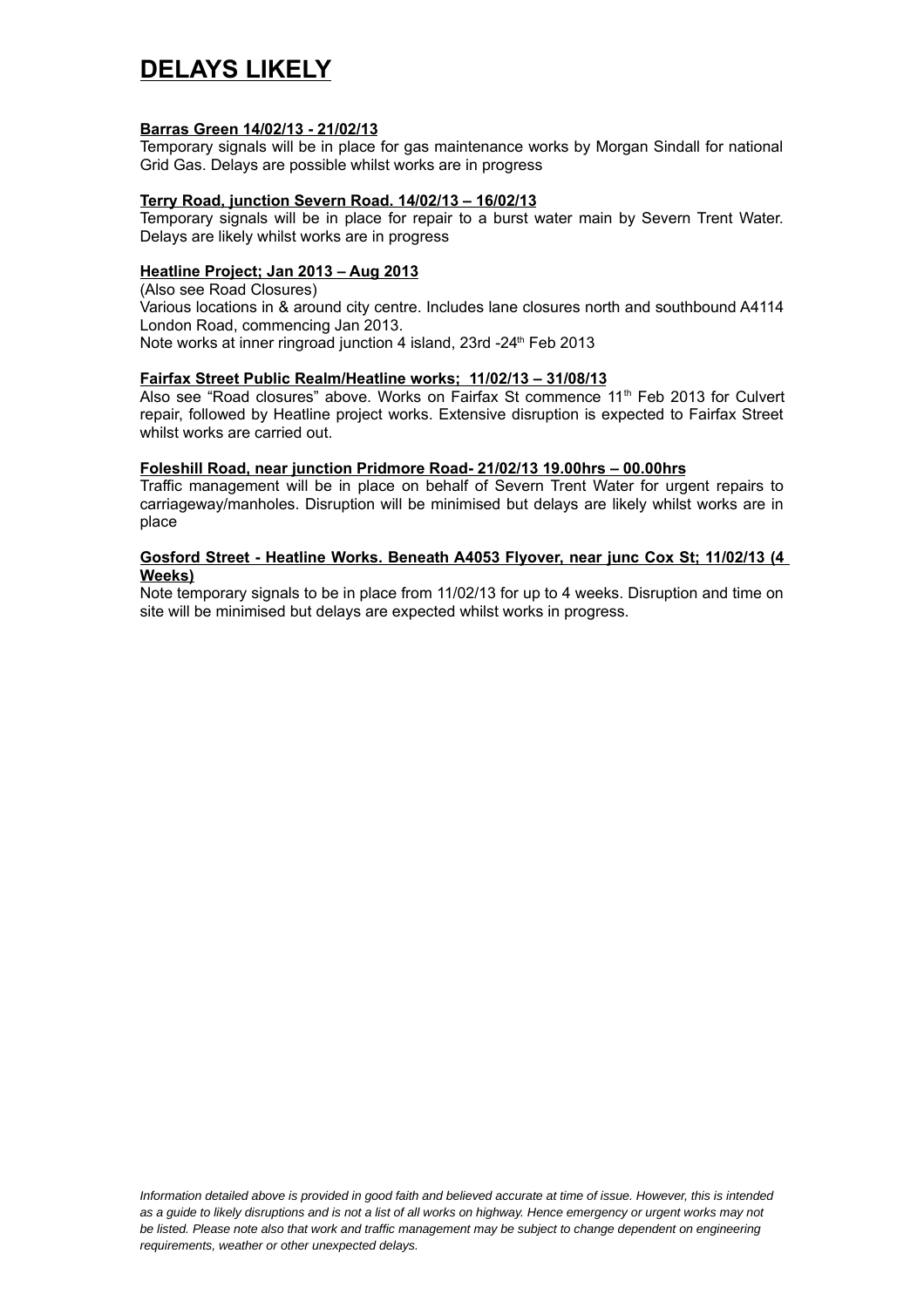# DELAYS LIKELY

**Barras Green 14/02/13 - 21/02/13**

Temporary signals will be in place for gas maintenance works by Morgan Sindall for national Grid Gas. Delays are possible whilst works are in progress

**Terry Road, junction Severn Road. 14/02/13 – 16/02/13**

Temporary signals will be in place for repair to a burst water main by Severn Trent Water. Delays are likely whilst works are in progress

**Heatline Project; Jan 2013 – Aug 2013**

(Also see Road Closures)

Various locations in & around city centre. Includes lane closures north and southbound A4114 London Road, commencing Jan 2013.

Note works at inner ringroad junction 4 island, 23rd -24th Feb 2013

**Fairfax Street Public Realm/Heatline works; 11/02/13 – 31/08/13**

Also see "Road closures" above. Works on Fairfax St commence 11th Feb 2013 for Culvert repair, followed by Heatline project works. Extensive disruption is expected to Fairfax Street whilst works are carried out.

**Foleshill Road, near junction Pridmore Road- 21/02/13 19.00hrs – 00.00hrs**

Traffic management will be in place on behalf of Severn Trent Water for urgent repairs to carriageway/manholes. Disruption will be minimised but delays are likely whilst works are in place

**Gosford Street - Heatline Works. Beneath A4053 Flyover, near junc Cox St; 11/02/13 (4 Weeks)**

Note temporary signals to be in place from 11/02/13 for up to 4 weeks. Disruption and time on site will be minimised but delays are expected whilst works in progress.

*Information detailed above is provided in good faith and believed accurate at time of issue. However, this is intended as a guide to likely disruptions and is not a list of all works on highway. Hence emergency or urgent works may not be listed. Please note also that work and traffic management may be subject to change dependent on engineering requirements, weather or other unexpected delays.*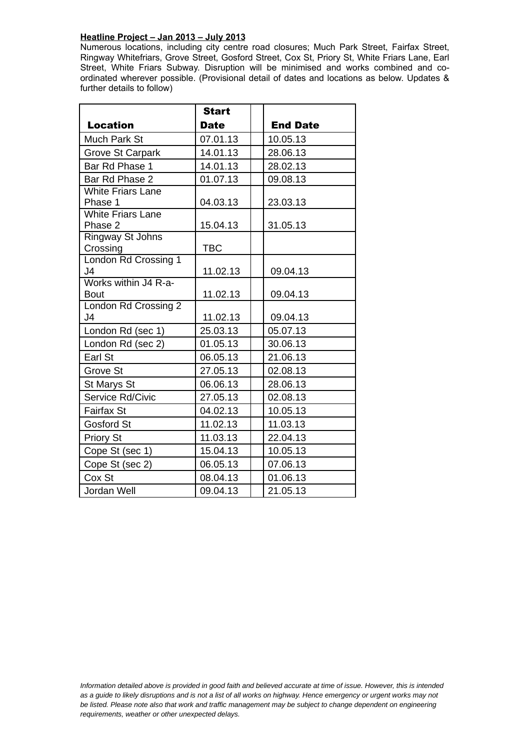**Heatline Project – Jan 2013 – July 2013**

Numerous locations, including city centre road closures; Much Park Street, Fairfax Street, Ringway Whitefriars, Grove Street, Gosford Street, Cox St, Priory St, White Friars Lane, Earl Street, White Friars Subway. Disruption will be minimised and works combined and co-ordinated wherever possible. (Provisional detail of dates and locations as below. Updates & further details to follow)

| Location | Start Date | | End Date |
|---|---|---|---|
| Much Park St | 07.01.13 | | 10.05.13 |
| Grove St Carpark | 14.01.13 | | 28.06.13 |
| Bar Rd Phase 1 | 14.01.13 | | 28.02.13 |
| Bar Rd Phase 2 | 01.07.13 | | 09.08.13 |
| White Friars Lane Phase 1 | 04.03.13 | | 23.03.13 |
| White Friars Lane Phase 2 | 15.04.13 | | 31.05.13 |
| Ringway St Johns Crossing | TBC | | |
| London Rd Crossing 1 J4 | 11.02.13 | | 09.04.13 |
| Works within J4 R-a-Bout | 11.02.13 | | 09.04.13 |
| London Rd Crossing 2 J4 | 11.02.13 | | 09.04.13 |
| London Rd (sec 1) | 25.03.13 | | 05.07.13 |
| London Rd (sec 2) | 01.05.13 | | 30.06.13 |
| Earl St | 06.05.13 | | 21.06.13 |
| Grove St | 27.05.13 | | 02.08.13 |
| St Marys St | 06.06.13 | | 28.06.13 |
| Service Rd/Civic | 27.05.13 | | 02.08.13 |
| Fairfax St | 04.02.13 | | 10.05.13 |
| Gosford St | 11.02.13 | | 11.03.13 |
| Priory St | 11.03.13 | | 22.04.13 |
| Cope St (sec 1) | 15.04.13 | | 10.05.13 |
| Cope St (sec 2) | 06.05.13 | | 07.06.13 |
| Cox St | 08.04.13 | | 01.06.13 |
| Jordan Well | 09.04.13 | | 21.05.13 |

*Information detailed above is provided in good faith and believed accurate at time of issue. However, this is intended as a guide to likely disruptions and is not a list of all works on highway. Hence emergency or urgent works may not be listed. Please note also that work and traffic management may be subject to change dependent on engineering requirements, weather or other unexpected delays.*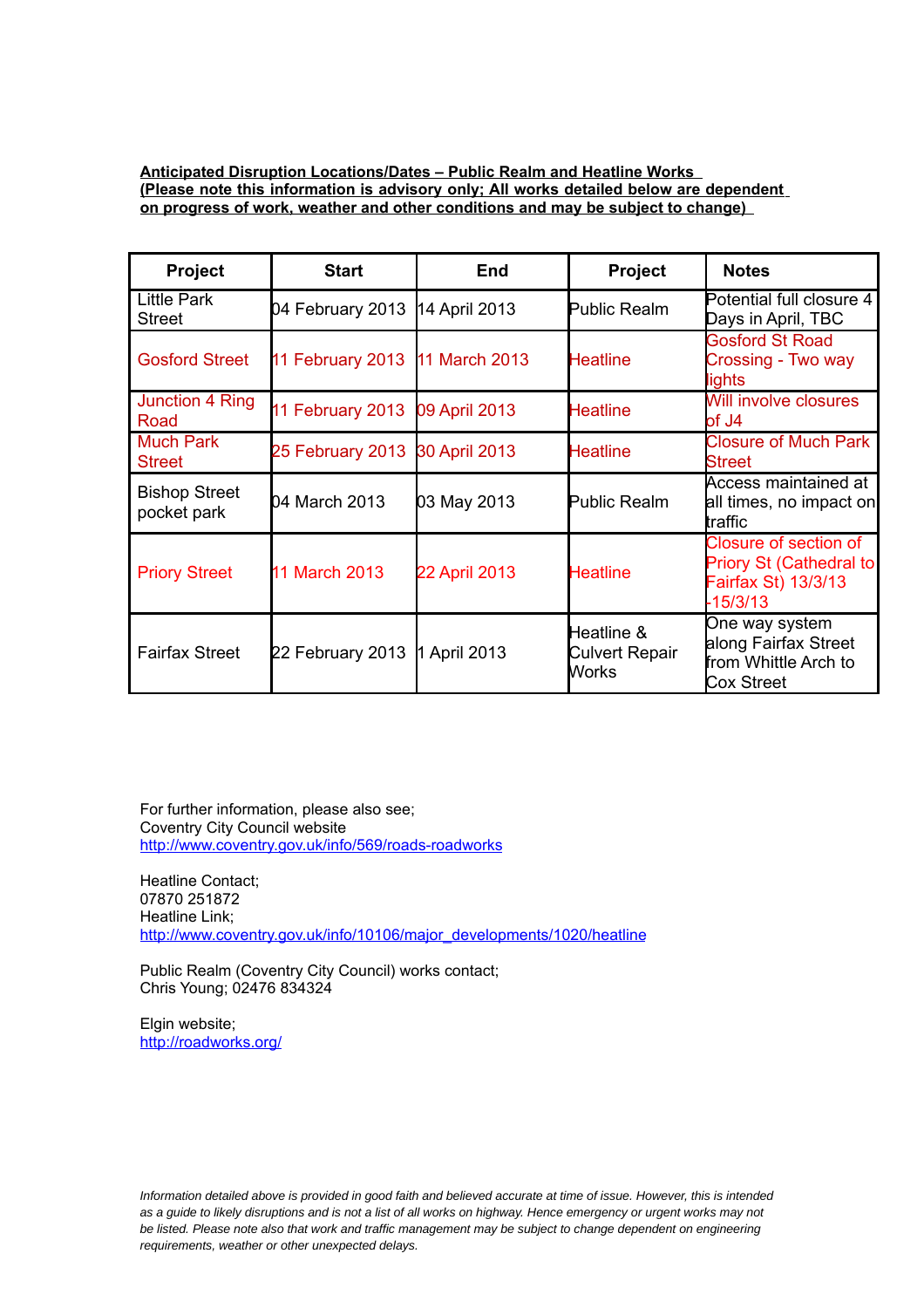**Anticipated Disruption Locations/Dates – Public Realm and Heatline Works**
**(Please note this information is advisory only; All works detailed below are dependent on progress of work, weather and other conditions and may be subject to change)**

| Project | Start | End | Project | Notes |
|---|---|---|---|---|
| Little Park Street | 04 February 2013 | 14 April 2013 | Public Realm | Potential full closure 4 Days in April, TBC |
| Gosford Street | 11 February 2013 | 11 March 2013 | Heatline | Gosford St Road Crossing - Two way lights |
| Junction 4 Ring Road | 11 February 2013 | 09 April 2013 | Heatline | Will involve closures of J4 |
| Much Park Street | 25 February 2013 | 30 April 2013 | Heatline | Closure of Much Park Street |
| Bishop Street pocket park | 04 March 2013 | 03 May 2013 | Public Realm | Access maintained at all times, no impact on traffic |
| Priory Street | 11 March 2013 | 22 April 2013 | Heatline | Closure of section of Priory St (Cathedral to Fairfax St) 13/3/13 -15/3/13 |
| Fairfax Street | 22 February 2013 | 1 April 2013 | Heatline & Culvert Repair Works | One way system along Fairfax Street from Whittle Arch to Cox Street |

For further information, please also see;
Coventry City Council website
http://www.coventry.gov.uk/info/569/roads-roadworks

Heatline Contact;
07870 251872
Heatline Link;
http://www.coventry.gov.uk/info/10106/major_developments/1020/heatline

Public Realm (Coventry City Council) works contact;
Chris Young; 02476 834324

Elgin website;
http://roadworks.org/

*Information detailed above is provided in good faith and believed accurate at time of issue. However, this is intended as a guide to likely disruptions and is not a list of all works on highway. Hence emergency or urgent works may not be listed. Please note also that work and traffic management may be subject to change dependent on engineering requirements, weather or other unexpected delays.*